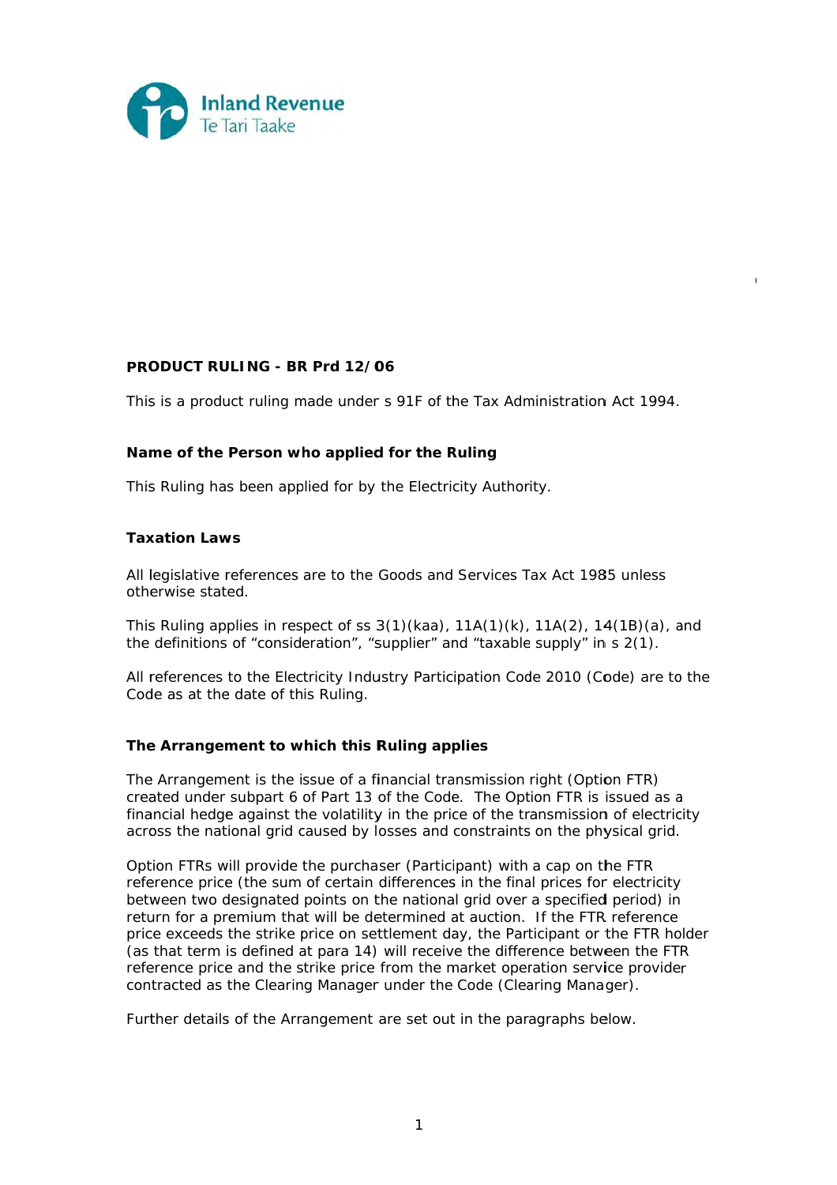Inland Revenue
Te Tari Taake

# PRODUCT RULING - BR Prd 12/06

This is a product ruling made under s 91F of the Tax Administration Act 1994.

## Name of the Person who applied for the Ruling

This Ruling has been applied for by the Electricity Authority.

## Taxation Laws

All legislative references are to the Goods and Services Tax Act 1985 unless otherwise stated.

This Ruling applies in respect of ss 3(1)(kaa), 11A(1)(k), 11A(2), 14(1B)(a), and the definitions of "consideration", "supplier" and "taxable supply" in s 2(1).

All references to the Electricity Industry Participation Code 2010 (Code) are to the Code as at the date of this Ruling.

## The Arrangement to which this Ruling applies

The Arrangement is the issue of a financial transmission right (Option FTR) created under subpart 6 of Part 13 of the Code. The Option FTR is issued as a financial hedge against the volatility in the price of the transmission of electricity across the national grid caused by losses and constraints on the physical grid.

Option FTRs will provide the purchaser (Participant) with a cap on the FTR reference price (the sum of certain differences in the final prices for electricity between two designated points on the national grid over a specified period) in return for a premium that will be determined at auction. If the FTR reference price exceeds the strike price on settlement day, the Participant or the FTR holder (as that term is defined at para 14) will receive the difference between the FTR reference price and the strike price from the market operation service provider contracted as the Clearing Manager under the Code (Clearing Manager).

Further details of the Arrangement are set out in the paragraphs below.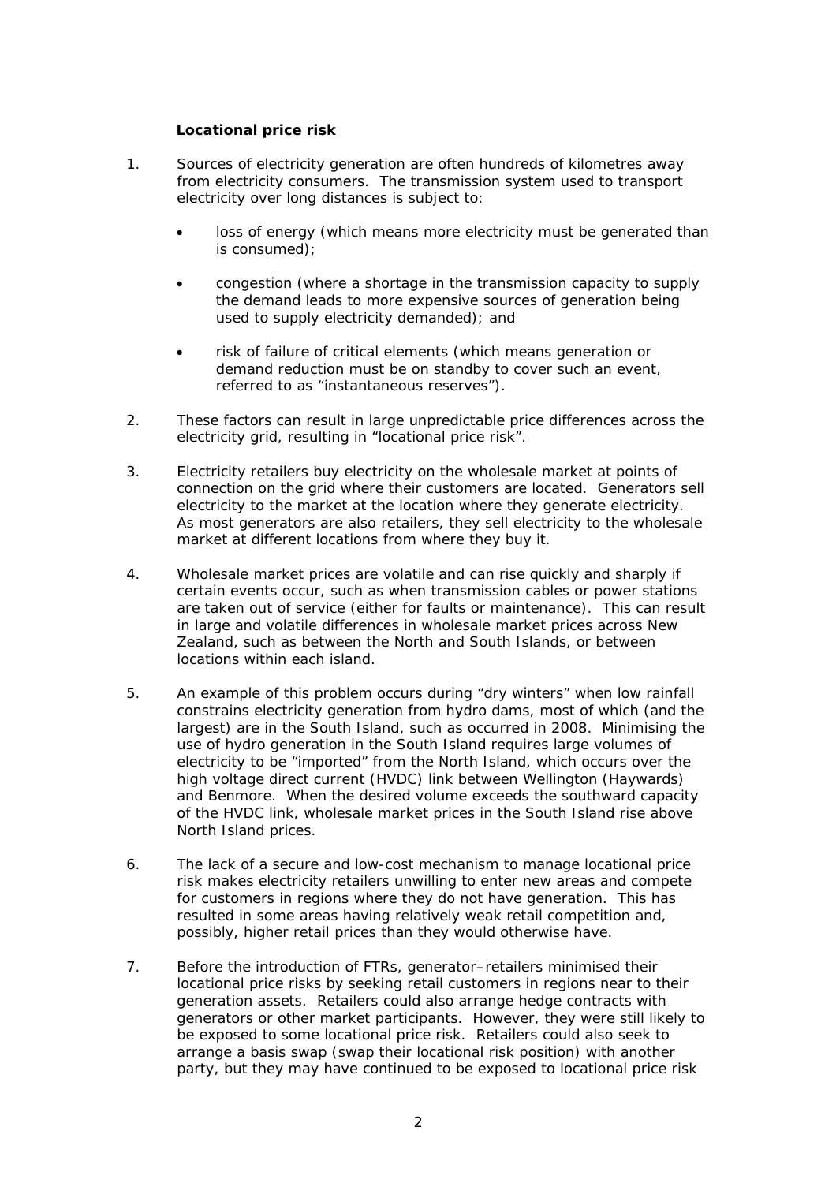### Locational price risk

1. Sources of electricity generation are often hundreds of kilometres away from electricity consumers. The transmission system used to transport electricity over long distances is subject to:

   - loss of energy (which means more electricity must be generated than is consumed);
   - congestion (where a shortage in the transmission capacity to supply the demand leads to more expensive sources of generation being used to supply electricity demanded); and
   - risk of failure of critical elements (which means generation or demand reduction must be on standby to cover such an event, referred to as "instantaneous reserves").

2. These factors can result in large unpredictable price differences across the electricity grid, resulting in "locational price risk".

3. Electricity retailers buy electricity on the wholesale market at points of connection on the grid where their customers are located. Generators sell electricity to the market at the location where they generate electricity. As most generators are also retailers, they sell electricity to the wholesale market at different locations from where they buy it.

4. Wholesale market prices are volatile and can rise quickly and sharply if certain events occur, such as when transmission cables or power stations are taken out of service (either for faults or maintenance). This can result in large and volatile differences in wholesale market prices across New Zealand, such as between the North and South Islands, or between locations within each island.

5. An example of this problem occurs during "dry winters" when low rainfall constrains electricity generation from hydro dams, most of which (and the largest) are in the South Island, such as occurred in 2008. Minimising the use of hydro generation in the South Island requires large volumes of electricity to be "imported" from the North Island, which occurs over the high voltage direct current (HVDC) link between Wellington (Haywards) and Benmore. When the desired volume exceeds the southward capacity of the HVDC link, wholesale market prices in the South Island rise above North Island prices.

6. The lack of a secure and low-cost mechanism to manage locational price risk makes electricity retailers unwilling to enter new areas and compete for customers in regions where they do not have generation. This has resulted in some areas having relatively weak retail competition and, possibly, higher retail prices than they would otherwise have.

7. Before the introduction of FTRs, generator–retailers minimised their locational price risks by seeking retail customers in regions near to their generation assets. Retailers could also arrange hedge contracts with generators or other market participants. However, they were still likely to be exposed to some locational price risk. Retailers could also seek to arrange a basis swap (swap their locational risk position) with another party, but they may have continued to be exposed to locational price risk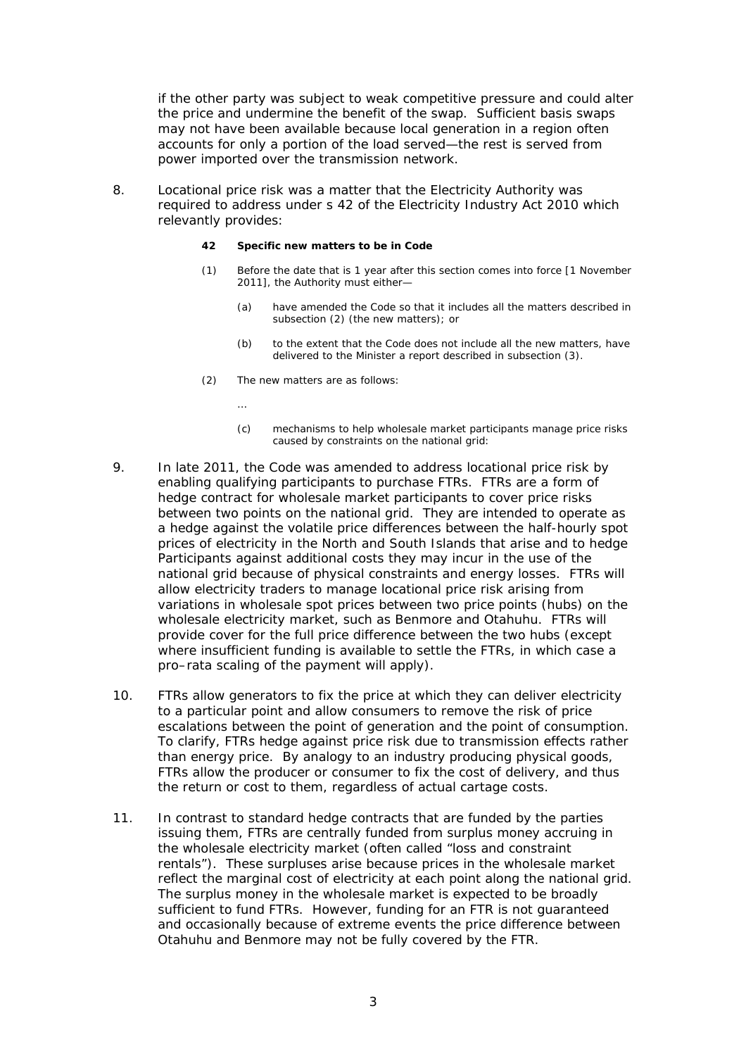if the other party was subject to weak competitive pressure and could alter the price and undermine the benefit of the swap. Sufficient basis swaps may not have been available because local generation in a region often accounts for only a portion of the load served—the rest is served from power imported over the transmission network.

8. Locational price risk was a matter that the Electricity Authority was required to address under s 42 of the Electricity Industry Act 2010 which relevantly provides:

> **42 Specific new matters to be in Code**
>
> (1) Before the date that is 1 year after this section comes into force [1 November 2011], the Authority must either—
>
> (a) have amended the Code so that it includes all the matters described in subsection (2) (the new matters); or
>
> (b) to the extent that the Code does not include all the new matters, have delivered to the Minister a report described in subsection (3).
>
> (2) The new matters are as follows:
>
> …
>
> (c) mechanisms to help wholesale market participants manage price risks caused by constraints on the national grid:

9. In late 2011, the Code was amended to address locational price risk by enabling qualifying participants to purchase FTRs. FTRs are a form of hedge contract for wholesale market participants to cover price risks between two points on the national grid. They are intended to operate as a hedge against the volatile price differences between the half-hourly spot prices of electricity in the North and South Islands that arise and to hedge Participants against additional costs they may incur in the use of the national grid because of physical constraints and energy losses. FTRs will allow electricity traders to manage locational price risk arising from variations in wholesale spot prices between two price points (hubs) on the wholesale electricity market, such as Benmore and Otahuhu. FTRs will provide cover for the full price difference between the two hubs (except where insufficient funding is available to settle the FTRs, in which case a pro–rata scaling of the payment will apply).

10. FTRs allow generators to fix the price at which they can deliver electricity to a particular point and allow consumers to remove the risk of price escalations between the point of generation and the point of consumption. To clarify, FTRs hedge against price risk due to transmission effects rather than energy price. By analogy to an industry producing physical goods, FTRs allow the producer or consumer to fix the cost of delivery, and thus the return or cost to them, regardless of actual cartage costs.

11. In contrast to standard hedge contracts that are funded by the parties issuing them, FTRs are centrally funded from surplus money accruing in the wholesale electricity market (often called "loss and constraint rentals"). These surpluses arise because prices in the wholesale market reflect the marginal cost of electricity at each point along the national grid. The surplus money in the wholesale market is expected to be broadly sufficient to fund FTRs. However, funding for an FTR is not guaranteed and occasionally because of extreme events the price difference between Otahuhu and Benmore may not be fully covered by the FTR.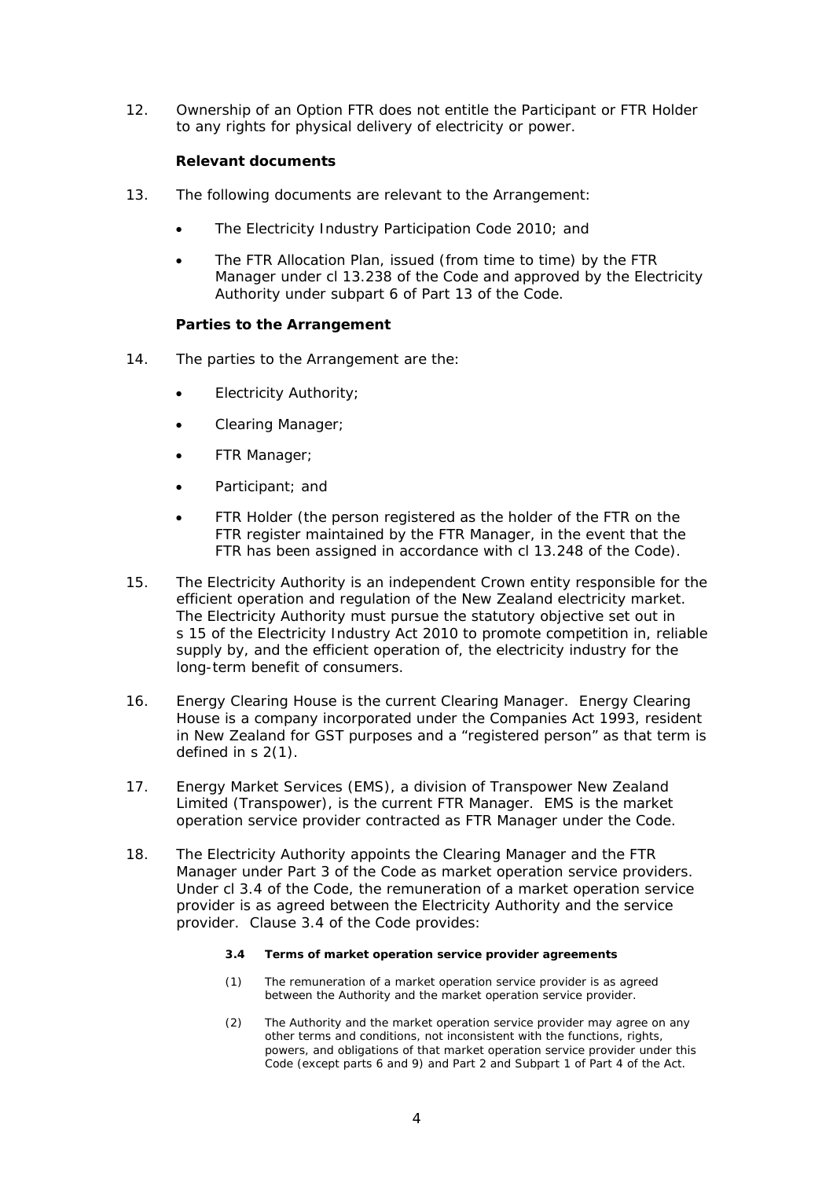12. Ownership of an Option FTR does not entitle the Participant or FTR Holder to any rights for physical delivery of electricity or power.

**Relevant documents**

13. The following documents are relevant to the Arrangement:

- The Electricity Industry Participation Code 2010; and
- The FTR Allocation Plan, issued (from time to time) by the FTR Manager under cl 13.238 of the Code and approved by the Electricity Authority under subpart 6 of Part 13 of the Code.

**Parties to the Arrangement**

14. The parties to the Arrangement are the:

- Electricity Authority;
- Clearing Manager;
- FTR Manager;
- Participant; and
- FTR Holder (the person registered as the holder of the FTR on the FTR register maintained by the FTR Manager, in the event that the FTR has been assigned in accordance with cl 13.248 of the Code).

15. The Electricity Authority is an independent Crown entity responsible for the efficient operation and regulation of the New Zealand electricity market. The Electricity Authority must pursue the statutory objective set out in s 15 of the Electricity Industry Act 2010 to promote competition in, reliable supply by, and the efficient operation of, the electricity industry for the long-term benefit of consumers.

16. Energy Clearing House is the current Clearing Manager. Energy Clearing House is a company incorporated under the Companies Act 1993, resident in New Zealand for GST purposes and a "registered person" as that term is defined in s 2(1).

17. Energy Market Services (EMS), a division of Transpower New Zealand Limited (Transpower), is the current FTR Manager. EMS is the market operation service provider contracted as FTR Manager under the Code.

18. The Electricity Authority appoints the Clearing Manager and the FTR Manager under Part 3 of the Code as market operation service providers. Under cl 3.4 of the Code, the remuneration of a market operation service provider is as agreed between the Electricity Authority and the service provider. Clause 3.4 of the Code provides:

> **3.4 Terms of market operation service provider agreements**
>
> (1) The remuneration of a market operation service provider is as agreed between the Authority and the market operation service provider.
>
> (2) The Authority and the market operation service provider may agree on any other terms and conditions, not inconsistent with the functions, rights, powers, and obligations of that market operation service provider under this Code (except parts 6 and 9) and Part 2 and Subpart 1 of Part 4 of the Act.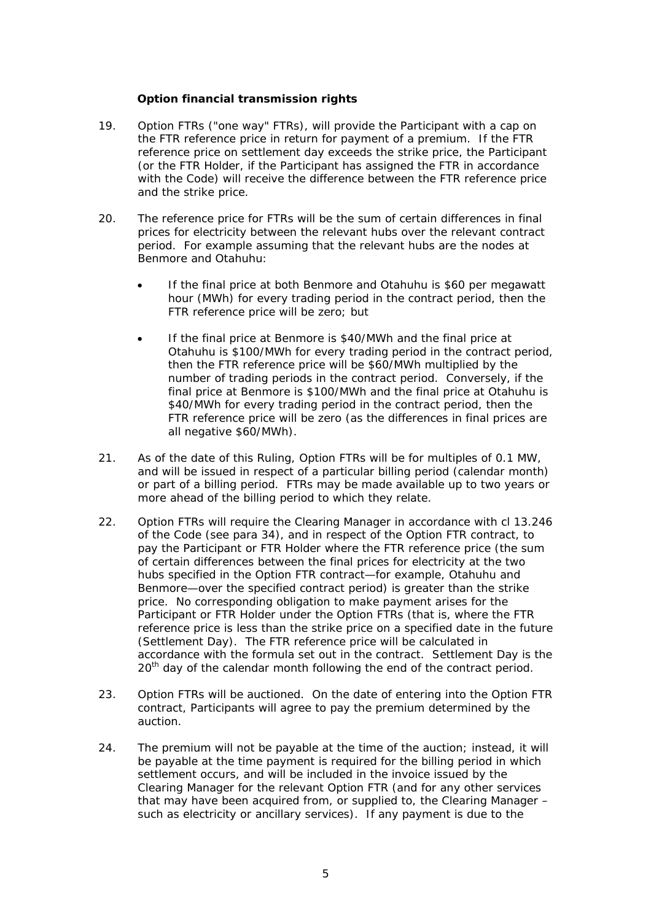**Option financial transmission rights**

19. Option FTRs ("one way" FTRs), will provide the Participant with a cap on the FTR reference price in return for payment of a premium. If the FTR reference price on settlement day exceeds the strike price, the Participant (or the FTR Holder, if the Participant has assigned the FTR in accordance with the Code) will receive the difference between the FTR reference price and the strike price.

20. The reference price for FTRs will be the sum of certain differences in final prices for electricity between the relevant hubs over the relevant contract period. For example assuming that the relevant hubs are the nodes at Benmore and Otahuhu:

    - If the final price at both Benmore and Otahuhu is $60 per megawatt hour (MWh) for every trading period in the contract period, then the FTR reference price will be zero; but
    - If the final price at Benmore is $40/MWh and the final price at Otahuhu is $100/MWh for every trading period in the contract period, then the FTR reference price will be $60/MWh multiplied by the number of trading periods in the contract period. Conversely, if the final price at Benmore is $100/MWh and the final price at Otahuhu is $40/MWh for every trading period in the contract period, then the FTR reference price will be zero (as the differences in final prices are all negative $60/MWh).

21. As of the date of this Ruling, Option FTRs will be for multiples of 0.1 MW, and will be issued in respect of a particular billing period (calendar month) or part of a billing period. FTRs may be made available up to two years or more ahead of the billing period to which they relate.

22. Option FTRs will require the Clearing Manager in accordance with cl 13.246 of the Code (see para 34), and in respect of the Option FTR contract, to pay the Participant or FTR Holder where the FTR reference price (the sum of certain differences between the final prices for electricity at the two hubs specified in the Option FTR contract—for example, Otahuhu and Benmore—over the specified contract period) is greater than the strike price. No corresponding obligation to make payment arises for the Participant or FTR Holder under the Option FTRs (that is, where the FTR reference price is less than the strike price on a specified date in the future (Settlement Day). The FTR reference price will be calculated in accordance with the formula set out in the contract. Settlement Day is the 20th day of the calendar month following the end of the contract period.

23. Option FTRs will be auctioned. On the date of entering into the Option FTR contract, Participants will agree to pay the premium determined by the auction.

24. The premium will not be payable at the time of the auction; instead, it will be payable at the time payment is required for the billing period in which settlement occurs, and will be included in the invoice issued by the Clearing Manager for the relevant Option FTR (and for any other services that may have been acquired from, or supplied to, the Clearing Manager – such as electricity or ancillary services). If any payment is due to the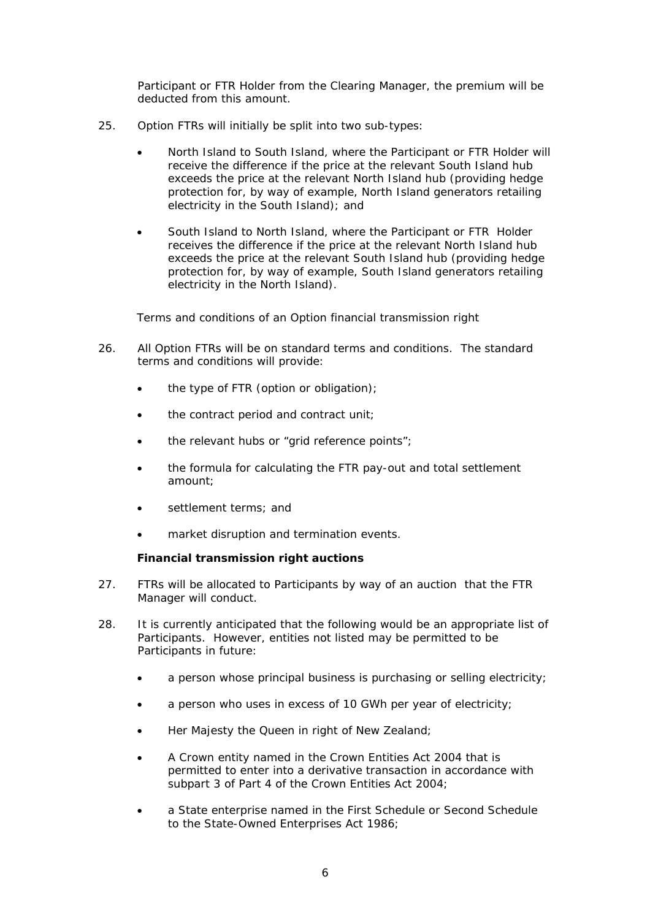Participant or FTR Holder from the Clearing Manager, the premium will be deducted from this amount.

25. Option FTRs will initially be split into two sub-types:

- North Island to South Island, where the Participant or FTR Holder will receive the difference if the price at the relevant South Island hub exceeds the price at the relevant North Island hub (providing hedge protection for, by way of example, North Island generators retailing electricity in the South Island); and

- South Island to North Island, where the Participant or FTR Holder receives the difference if the price at the relevant North Island hub exceeds the price at the relevant South Island hub (providing hedge protection for, by way of example, South Island generators retailing electricity in the North Island).

Terms and conditions of an Option financial transmission right

26. All Option FTRs will be on standard terms and conditions. The standard terms and conditions will provide:

- the type of FTR (option or obligation);
- the contract period and contract unit;
- the relevant hubs or "grid reference points";
- the formula for calculating the FTR pay-out and total settlement amount;
- settlement terms; and
- market disruption and termination events.

**Financial transmission right auctions**

27. FTRs will be allocated to Participants by way of an auction that the FTR Manager will conduct.

28. It is currently anticipated that the following would be an appropriate list of Participants. However, entities not listed may be permitted to be Participants in future:

- a person whose principal business is purchasing or selling electricity;
- a person who uses in excess of 10 GWh per year of electricity;
- Her Majesty the Queen in right of New Zealand;
- A Crown entity named in the Crown Entities Act 2004 that is permitted to enter into a derivative transaction in accordance with subpart 3 of Part 4 of the Crown Entities Act 2004;
- a State enterprise named in the First Schedule or Second Schedule to the State-Owned Enterprises Act 1986;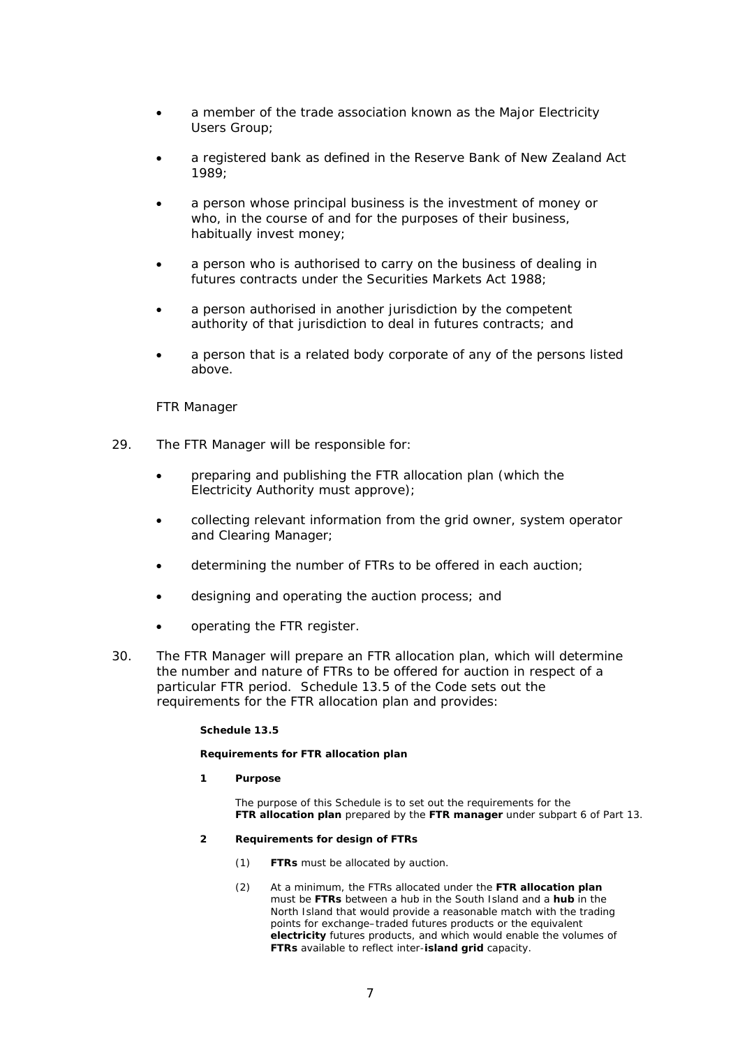- a member of the trade association known as the Major Electricity Users Group;
- a registered bank as defined in the Reserve Bank of New Zealand Act 1989;
- a person whose principal business is the investment of money or who, in the course of and for the purposes of their business, habitually invest money;
- a person who is authorised to carry on the business of dealing in futures contracts under the Securities Markets Act 1988;
- a person authorised in another jurisdiction by the competent authority of that jurisdiction to deal in futures contracts; and
- a person that is a related body corporate of any of the persons listed above.

*FTR Manager*

29. The FTR Manager will be responsible for:

    - preparing and publishing the FTR allocation plan (which the Electricity Authority must approve);
    - collecting relevant information from the grid owner, system operator and Clearing Manager;
    - determining the number of FTRs to be offered in each auction;
    - designing and operating the auction process; and
    - operating the FTR register.

30. The FTR Manager will prepare an FTR allocation plan, which will determine the number and nature of FTRs to be offered for auction in respect of a particular FTR period. Schedule 13.5 of the Code sets out the requirements for the FTR allocation plan and provides:

> **Schedule 13.5**
>
> **Requirements for FTR allocation plan**
>
> **1 Purpose**
>
> The purpose of this Schedule is to set out the requirements for the **FTR allocation plan** prepared by the **FTR manager** under subpart 6 of Part 13.
>
> **2 Requirements for design of FTRs**
>
> (1) **FTRs** must be allocated by auction.
>
> (2) At a minimum, the FTRs allocated under the **FTR allocation plan** must be **FTRs** between a hub in the South Island and a **hub** in the North Island that would provide a reasonable match with the trading points for exchange–traded futures products or the equivalent **electricity** futures products, and which would enable the volumes of **FTRs** available to reflect inter-**island grid** capacity.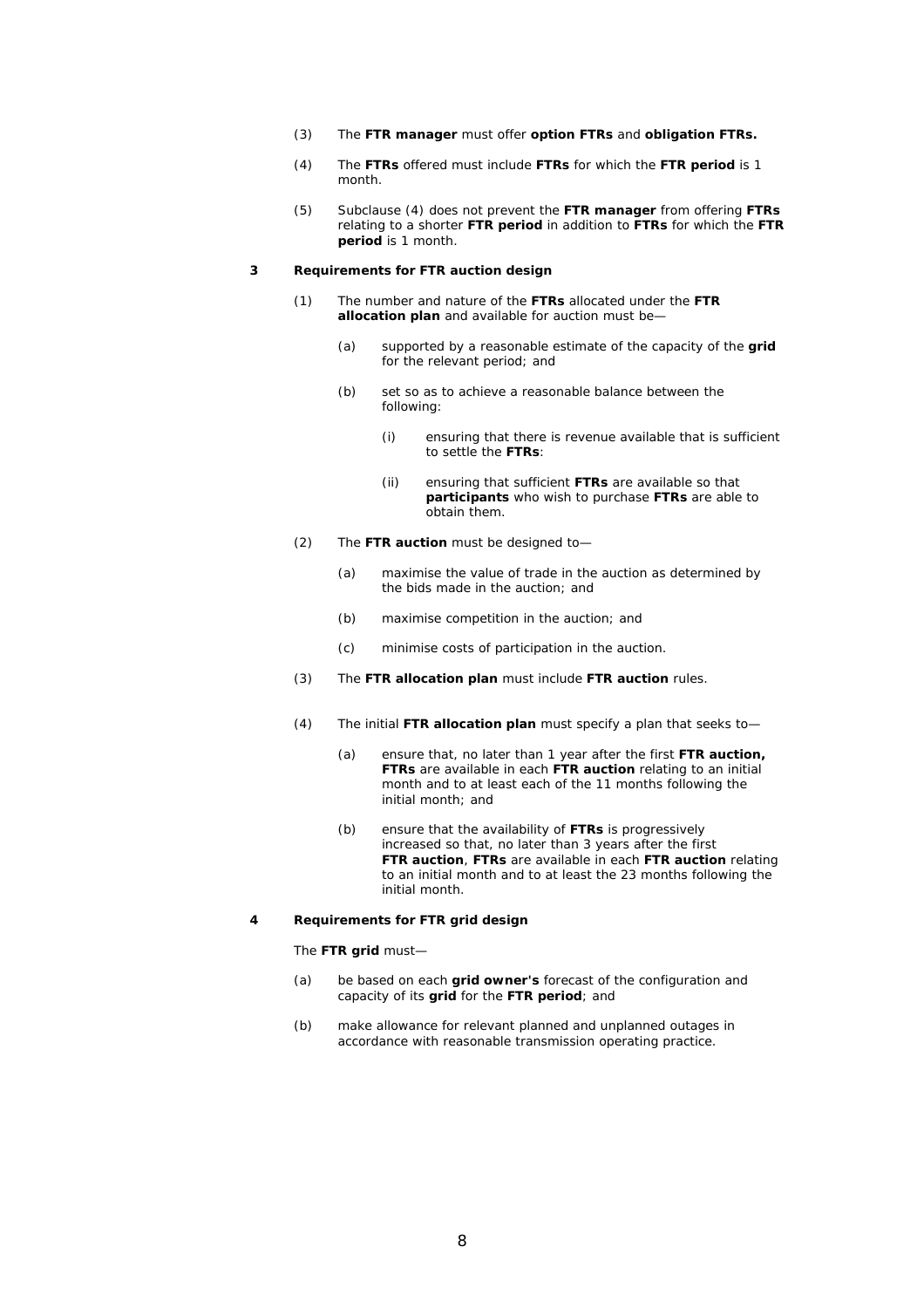(3) The **FTR manager** must offer **option FTRs** and **obligation FTRs.**

(4) The **FTRs** offered must include **FTRs** for which the **FTR period** is 1 month.

(5) Subclause (4) does not prevent the **FTR manager** from offering **FTRs** relating to a shorter **FTR period** in addition to **FTRs** for which the **FTR period** is 1 month.

**3 Requirements for FTR auction design**

(1) The number and nature of the **FTRs** allocated under the **FTR allocation plan** and available for auction must be—

(a) supported by a reasonable estimate of the capacity of the **grid** for the relevant period; and

(b) set so as to achieve a reasonable balance between the following:

(i) ensuring that there is revenue available that is sufficient to settle the **FTRs**:

(ii) ensuring that sufficient **FTRs** are available so that **participants** who wish to purchase **FTRs** are able to obtain them.

(2) The **FTR auction** must be designed to—

(a) maximise the value of trade in the auction as determined by the bids made in the auction; and

(b) maximise competition in the auction; and

(c) minimise costs of participation in the auction.

(3) The **FTR allocation plan** must include **FTR auction** rules.

(4) The initial **FTR allocation plan** must specify a plan that seeks to—

(a) ensure that, no later than 1 year after the first **FTR auction, FTRs** are available in each **FTR auction** relating to an initial month and to at least each of the 11 months following the initial month; and

(b) ensure that the availability of **FTRs** is progressively increased so that, no later than 3 years after the first **FTR auction**, **FTRs** are available in each **FTR auction** relating to an initial month and to at least the 23 months following the initial month.

**4 Requirements for FTR grid design**

The **FTR grid** must—

(a) be based on each **grid owner's** forecast of the configuration and capacity of its **grid** for the **FTR period**; and

(b) make allowance for relevant planned and unplanned outages in accordance with reasonable transmission operating practice.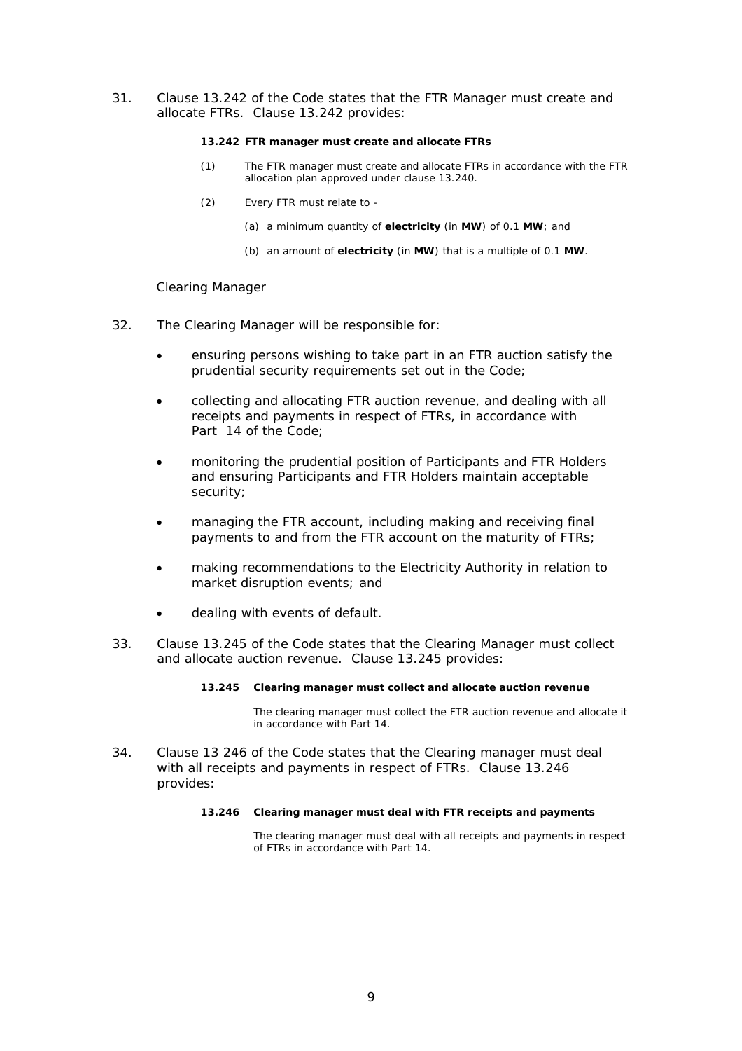31. Clause 13.242 of the Code states that the FTR Manager must create and allocate FTRs. Clause 13.242 provides:

> **13.242 FTR manager must create and allocate FTRs**
>
> (1) The FTR manager must create and allocate FTRs in accordance with the FTR allocation plan approved under clause 13.240.
>
> (2) Every FTR must relate to -
>
> (a) a minimum quantity of **electricity** (in **MW**) of 0.1 **MW**; and
>
> (b) an amount of **electricity** (in **MW**) that is a multiple of 0.1 **MW**.

Clearing Manager

32. The Clearing Manager will be responsible for:

- ensuring persons wishing to take part in an FTR auction satisfy the prudential security requirements set out in the Code;
- collecting and allocating FTR auction revenue, and dealing with all receipts and payments in respect of FTRs, in accordance with Part 14 of the Code;
- monitoring the prudential position of Participants and FTR Holders and ensuring Participants and FTR Holders maintain acceptable security;
- managing the FTR account, including making and receiving final payments to and from the FTR account on the maturity of FTRs;
- making recommendations to the Electricity Authority in relation to market disruption events; and
- dealing with events of default.

33. Clause 13.245 of the Code states that the Clearing Manager must collect and allocate auction revenue. Clause 13.245 provides:

> **13.245 Clearing manager must collect and allocate auction revenue**
>
> The clearing manager must collect the FTR auction revenue and allocate it in accordance with Part 14.

34. Clause 13 246 of the Code states that the Clearing manager must deal with all receipts and payments in respect of FTRs. Clause 13.246 provides:

> **13.246 Clearing manager must deal with FTR receipts and payments**
>
> The clearing manager must deal with all receipts and payments in respect of FTRs in accordance with Part 14.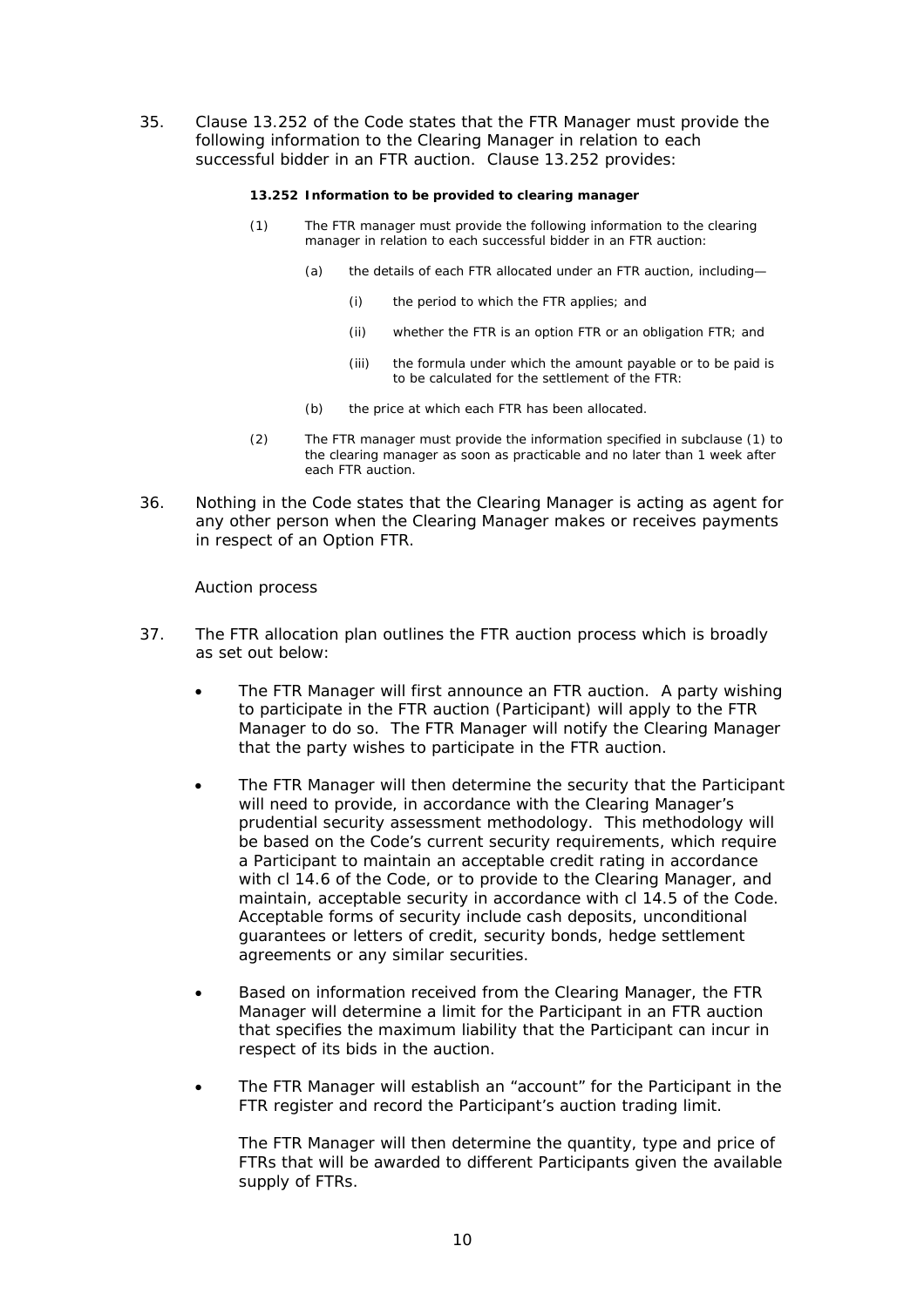35. Clause 13.252 of the Code states that the FTR Manager must provide the following information to the Clearing Manager in relation to each successful bidder in an FTR auction. Clause 13.252 provides:

> **13.252 Information to be provided to clearing manager**
>
> (1) The FTR manager must provide the following information to the clearing manager in relation to each successful bidder in an FTR auction:
>
> > (a) the details of each FTR allocated under an FTR auction, including—
> >
> > > (i) the period to which the FTR applies; and
> > >
> > > (ii) whether the FTR is an option FTR or an obligation FTR; and
> > >
> > > (iii) the formula under which the amount payable or to be paid is to be calculated for the settlement of the FTR:
> >
> > (b) the price at which each FTR has been allocated.
>
> (2) The FTR manager must provide the information specified in subclause (1) to the clearing manager as soon as practicable and no later than 1 week after each FTR auction.

36. Nothing in the Code states that the Clearing Manager is acting as agent for any other person when the Clearing Manager makes or receives payments in respect of an Option FTR.

*Auction process*

37. The FTR allocation plan outlines the FTR auction process which is broadly as set out below:

- The FTR Manager will first announce an FTR auction. A party wishing to participate in the FTR auction (Participant) will apply to the FTR Manager to do so. The FTR Manager will notify the Clearing Manager that the party wishes to participate in the FTR auction.

- The FTR Manager will then determine the security that the Participant will need to provide, in accordance with the Clearing Manager's prudential security assessment methodology. This methodology will be based on the Code's current security requirements, which require a Participant to maintain an acceptable credit rating in accordance with cl 14.6 of the Code, or to provide to the Clearing Manager, and maintain, acceptable security in accordance with cl 14.5 of the Code. Acceptable forms of security include cash deposits, unconditional guarantees or letters of credit, security bonds, hedge settlement agreements or any similar securities.

- Based on information received from the Clearing Manager, the FTR Manager will determine a limit for the Participant in an FTR auction that specifies the maximum liability that the Participant can incur in respect of its bids in the auction.

- The FTR Manager will establish an "account" for the Participant in the FTR register and record the Participant's auction trading limit.

  The FTR Manager will then determine the quantity, type and price of FTRs that will be awarded to different Participants given the available supply of FTRs.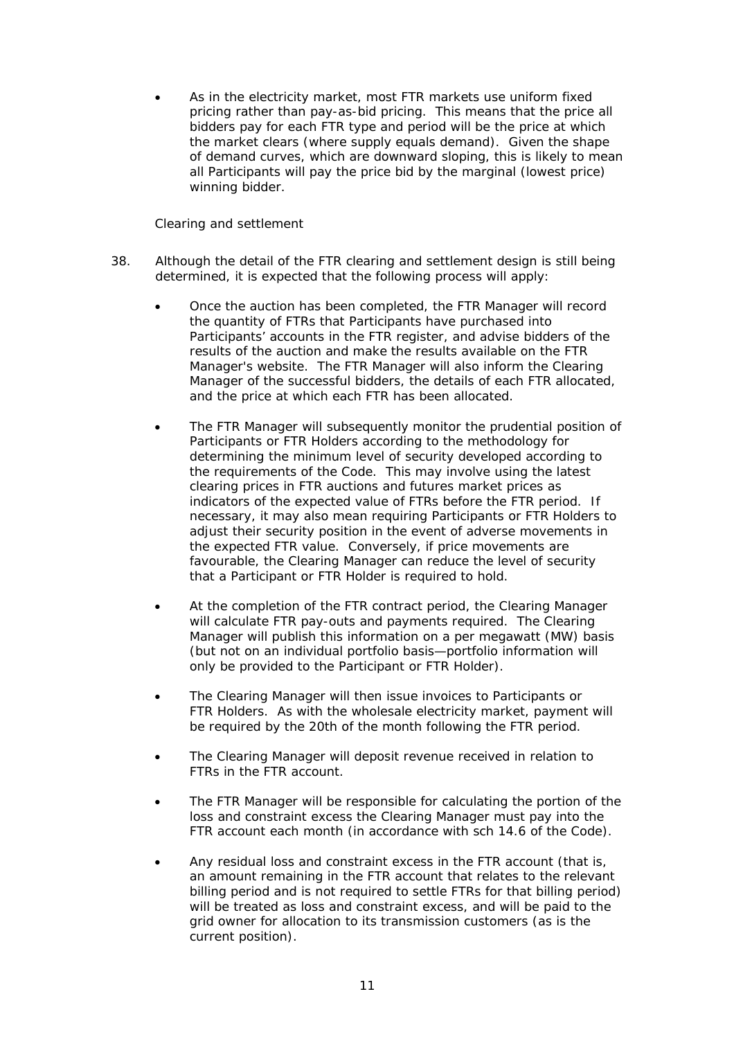- As in the electricity market, most FTR markets use uniform fixed pricing rather than pay-as-bid pricing. This means that the price all bidders pay for each FTR type and period will be the price at which the market clears (where supply equals demand). Given the shape of demand curves, which are downward sloping, this is likely to mean all Participants will pay the price bid by the marginal (lowest price) winning bidder.

*Clearing and settlement*

38. Although the detail of the FTR clearing and settlement design is still being determined, it is expected that the following process will apply:

    - Once the auction has been completed, the FTR Manager will record the quantity of FTRs that Participants have purchased into Participants' accounts in the FTR register, and advise bidders of the results of the auction and make the results available on the FTR Manager's website. The FTR Manager will also inform the Clearing Manager of the successful bidders, the details of each FTR allocated, and the price at which each FTR has been allocated.
    - The FTR Manager will subsequently monitor the prudential position of Participants or FTR Holders according to the methodology for determining the minimum level of security developed according to the requirements of the Code. This may involve using the latest clearing prices in FTR auctions and futures market prices as indicators of the expected value of FTRs before the FTR period. If necessary, it may also mean requiring Participants or FTR Holders to adjust their security position in the event of adverse movements in the expected FTR value. Conversely, if price movements are favourable, the Clearing Manager can reduce the level of security that a Participant or FTR Holder is required to hold.
    - At the completion of the FTR contract period, the Clearing Manager will calculate FTR pay-outs and payments required. The Clearing Manager will publish this information on a per megawatt (MW) basis (but not on an individual portfolio basis—portfolio information will only be provided to the Participant or FTR Holder).
    - The Clearing Manager will then issue invoices to Participants or FTR Holders. As with the wholesale electricity market, payment will be required by the 20th of the month following the FTR period.
    - The Clearing Manager will deposit revenue received in relation to FTRs in the FTR account.
    - The FTR Manager will be responsible for calculating the portion of the loss and constraint excess the Clearing Manager must pay into the FTR account each month (in accordance with sch 14.6 of the Code).
    - Any residual loss and constraint excess in the FTR account (that is, an amount remaining in the FTR account that relates to the relevant billing period and is not required to settle FTRs for that billing period) will be treated as loss and constraint excess, and will be paid to the grid owner for allocation to its transmission customers (as is the current position).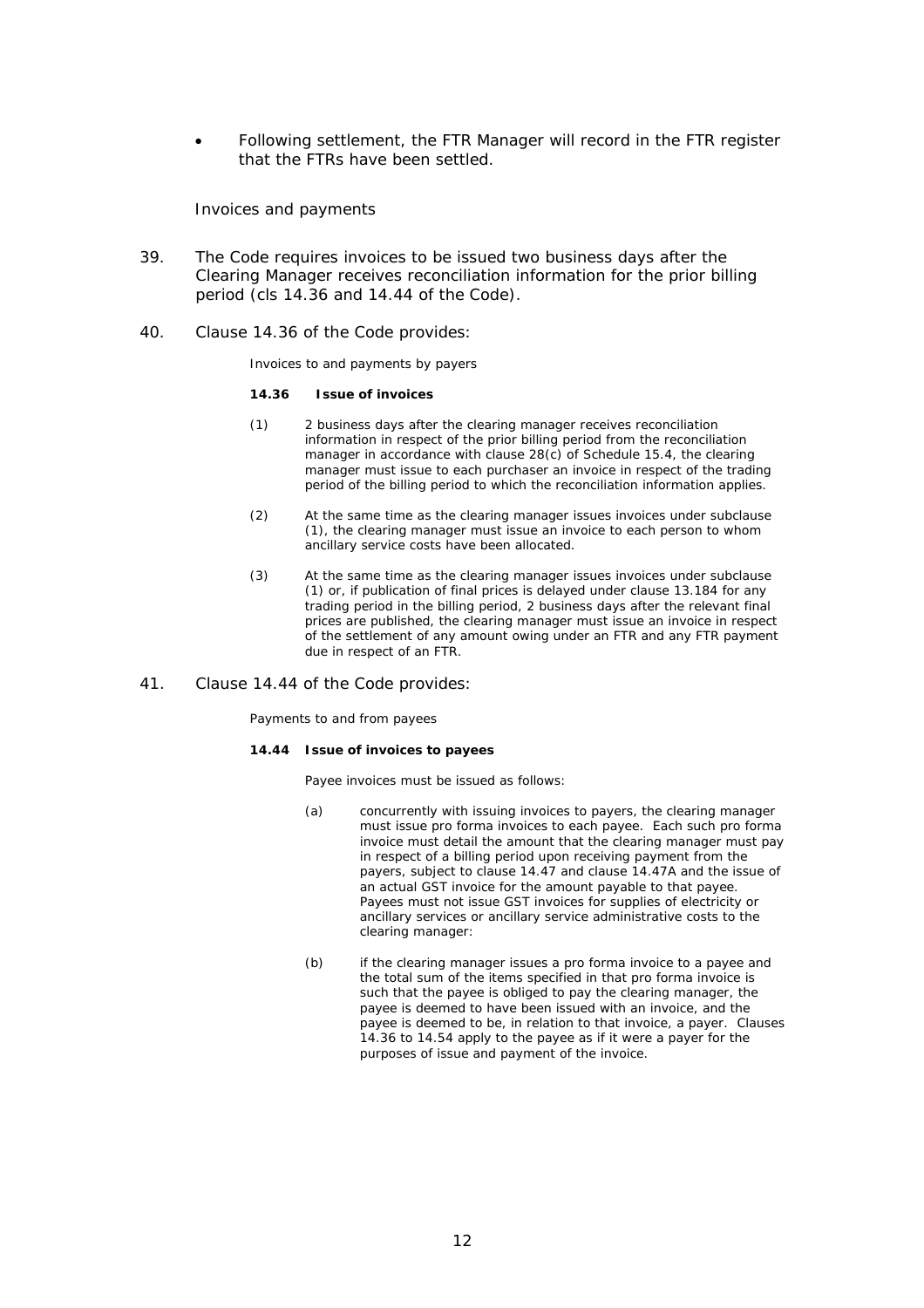- Following settlement, the FTR Manager will record in the FTR register that the FTRs have been settled.

Invoices and payments

39. The Code requires invoices to be issued two business days after the Clearing Manager receives reconciliation information for the prior billing period (cls 14.36 and 14.44 of the Code).

40. Clause 14.36 of the Code provides:

> Invoices to and payments by payers
>
> **14.36 Issue of invoices**
>
> (1) 2 business days after the clearing manager receives reconciliation information in respect of the prior billing period from the reconciliation manager in accordance with clause 28(c) of Schedule 15.4, the clearing manager must issue to each purchaser an invoice in respect of the trading period of the billing period to which the reconciliation information applies.
>
> (2) At the same time as the clearing manager issues invoices under subclause (1), the clearing manager must issue an invoice to each person to whom ancillary service costs have been allocated.
>
> (3) At the same time as the clearing manager issues invoices under subclause (1) or, if publication of final prices is delayed under clause 13.184 for any trading period in the billing period, 2 business days after the relevant final prices are published, the clearing manager must issue an invoice in respect of the settlement of any amount owing under an FTR and any FTR payment due in respect of an FTR.

41. Clause 14.44 of the Code provides:

> Payments to and from payees
>
> **14.44 Issue of invoices to payees**
>
> Payee invoices must be issued as follows:
>
> (a) concurrently with issuing invoices to payers, the clearing manager must issue pro forma invoices to each payee. Each such pro forma invoice must detail the amount that the clearing manager must pay in respect of a billing period upon receiving payment from the payers, subject to clause 14.47 and clause 14.47A and the issue of an actual GST invoice for the amount payable to that payee. Payees must not issue GST invoices for supplies of electricity or ancillary services or ancillary service administrative costs to the clearing manager:
>
> (b) if the clearing manager issues a pro forma invoice to a payee and the total sum of the items specified in that pro forma invoice is such that the payee is obliged to pay the clearing manager, the payee is deemed to have been issued with an invoice, and the payee is deemed to be, in relation to that invoice, a payer. Clauses 14.36 to 14.54 apply to the payee as if it were a payer for the purposes of issue and payment of the invoice.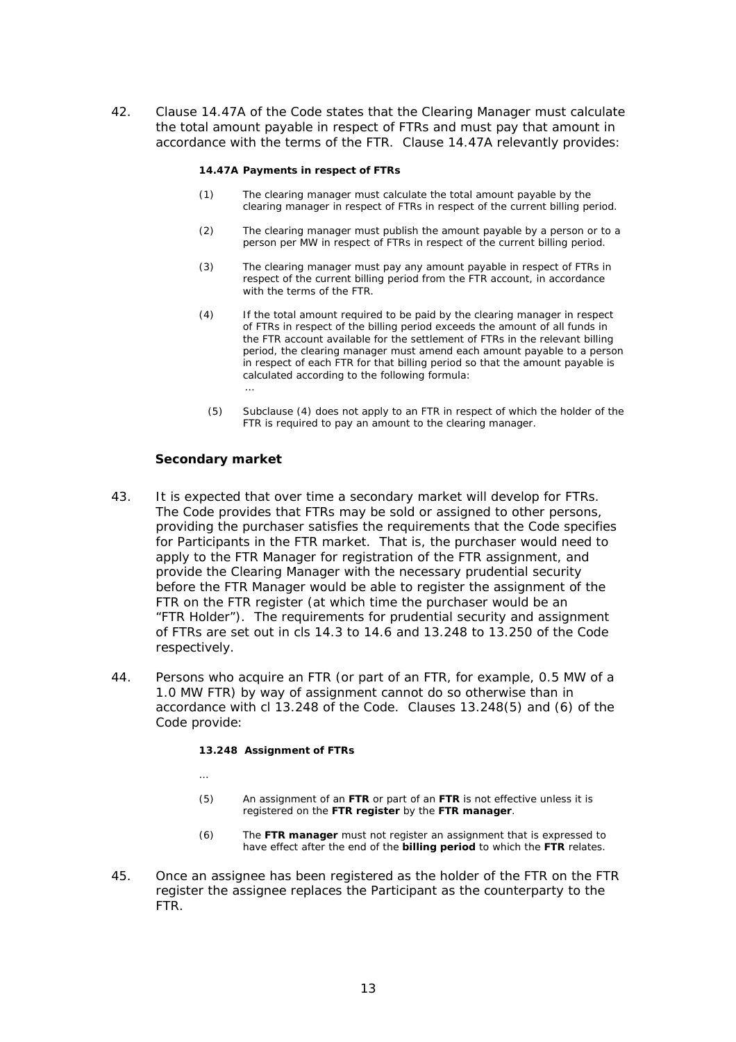42. Clause 14.47A of the Code states that the Clearing Manager must calculate the total amount payable in respect of FTRs and must pay that amount in accordance with the terms of the FTR. Clause 14.47A relevantly provides:

> **14.47A Payments in respect of FTRs**
>
> (1) The clearing manager must calculate the total amount payable by the clearing manager in respect of FTRs in respect of the current billing period.
>
> (2) The clearing manager must publish the amount payable by a person or to a person per MW in respect of FTRs in respect of the current billing period.
>
> (3) The clearing manager must pay any amount payable in respect of FTRs in respect of the current billing period from the FTR account, in accordance with the terms of the FTR.
>
> (4) If the total amount required to be paid by the clearing manager in respect of FTRs in respect of the billing period exceeds the amount of all funds in the FTR account available for the settlement of FTRs in the relevant billing period, the clearing manager must amend each amount payable to a person in respect of each FTR for that billing period so that the amount payable is calculated according to the following formula:
> …
>
> (5) Subclause (4) does not apply to an FTR in respect of which the holder of the FTR is required to pay an amount to the clearing manager.

**Secondary market**

43. It is expected that over time a secondary market will develop for FTRs. The Code provides that FTRs may be sold or assigned to other persons, providing the purchaser satisfies the requirements that the Code specifies for Participants in the FTR market. That is, the purchaser would need to apply to the FTR Manager for registration of the FTR assignment, and provide the Clearing Manager with the necessary prudential security before the FTR Manager would be able to register the assignment of the FTR on the FTR register (at which time the purchaser would be an "FTR Holder"). The requirements for prudential security and assignment of FTRs are set out in cls 14.3 to 14.6 and 13.248 to 13.250 of the Code respectively.

44. Persons who acquire an FTR (or part of an FTR, for example, 0.5 MW of a 1.0 MW FTR) by way of assignment cannot do so otherwise than in accordance with cl 13.248 of the Code. Clauses 13.248(5) and (6) of the Code provide:

> **13.248 Assignment of FTRs**
>
> …
>
> (5) An assignment of an **FTR** or part of an **FTR** is not effective unless it is registered on the **FTR register** by the **FTR manager**.
>
> (6) The **FTR manager** must not register an assignment that is expressed to have effect after the end of the **billing period** to which the **FTR** relates.

45. Once an assignee has been registered as the holder of the FTR on the FTR register the assignee replaces the Participant as the counterparty to the FTR.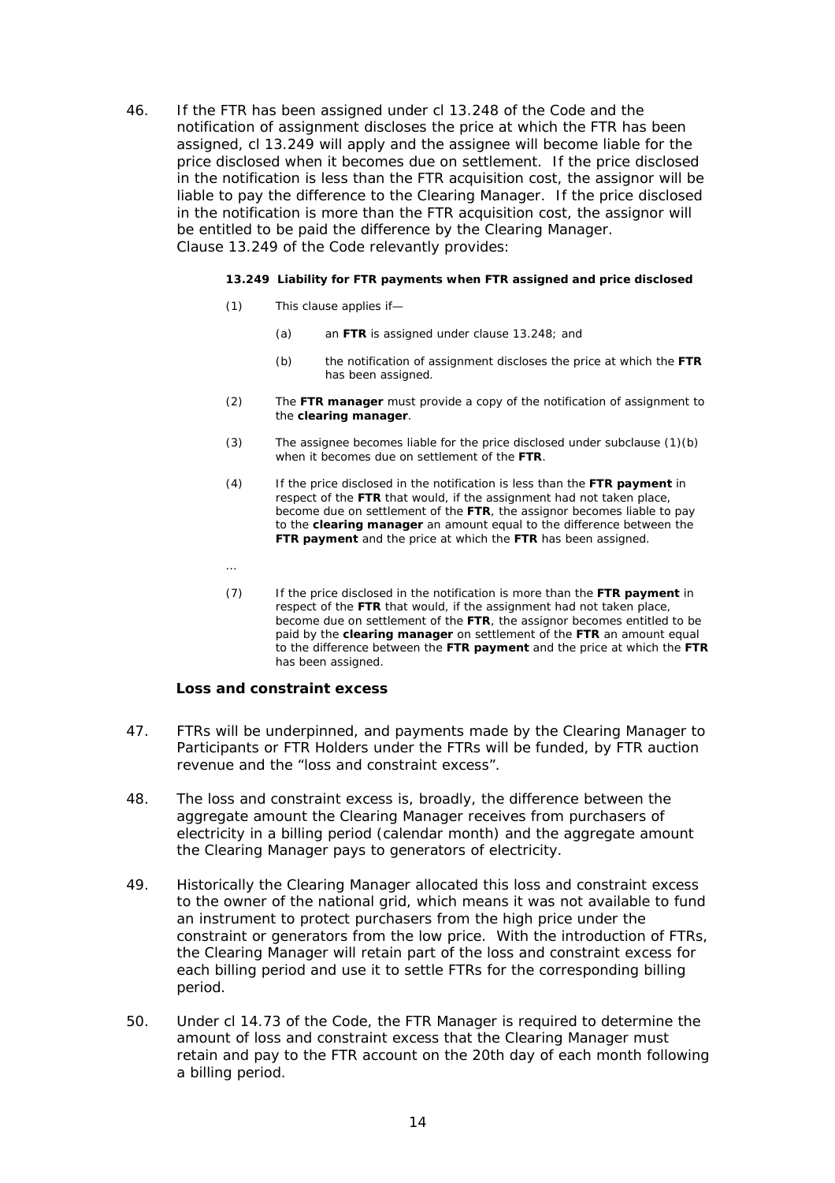46. If the FTR has been assigned under cl 13.248 of the Code and the notification of assignment discloses the price at which the FTR has been assigned, cl 13.249 will apply and the assignee will become liable for the price disclosed when it becomes due on settlement. If the price disclosed in the notification is less than the FTR acquisition cost, the assignor will be liable to pay the difference to the Clearing Manager. If the price disclosed in the notification is more than the FTR acquisition cost, the assignor will be entitled to be paid the difference by the Clearing Manager. Clause 13.249 of the Code relevantly provides:

> **13.249 Liability for FTR payments when FTR assigned and price disclosed**
>
> (1) This clause applies if—
>
> (a) an **FTR** is assigned under clause 13.248; and
>
> (b) the notification of assignment discloses the price at which the **FTR** has been assigned.
>
> (2) The **FTR manager** must provide a copy of the notification of assignment to the **clearing manager**.
>
> (3) The assignee becomes liable for the price disclosed under subclause (1)(b) when it becomes due on settlement of the **FTR**.
>
> (4) If the price disclosed in the notification is less than the **FTR payment** in respect of the **FTR** that would, if the assignment had not taken place, become due on settlement of the **FTR**, the assignor becomes liable to pay to the **clearing manager** an amount equal to the difference between the **FTR payment** and the price at which the **FTR** has been assigned.
>
> …
>
> (7) If the price disclosed in the notification is more than the **FTR payment** in respect of the **FTR** that would, if the assignment had not taken place, become due on settlement of the **FTR**, the assignor becomes entitled to be paid by the **clearing manager** on settlement of the **FTR** an amount equal to the difference between the **FTR payment** and the price at which the **FTR** has been assigned.

### Loss and constraint excess

47. FTRs will be underpinned, and payments made by the Clearing Manager to Participants or FTR Holders under the FTRs will be funded, by FTR auction revenue and the "loss and constraint excess".

48. The loss and constraint excess is, broadly, the difference between the aggregate amount the Clearing Manager receives from purchasers of electricity in a billing period (calendar month) and the aggregate amount the Clearing Manager pays to generators of electricity.

49. Historically the Clearing Manager allocated this loss and constraint excess to the owner of the national grid, which means it was not available to fund an instrument to protect purchasers from the high price under the constraint or generators from the low price. With the introduction of FTRs, the Clearing Manager will retain part of the loss and constraint excess for each billing period and use it to settle FTRs for the corresponding billing period.

50. Under cl 14.73 of the Code, the FTR Manager is required to determine the amount of loss and constraint excess that the Clearing Manager must retain and pay to the FTR account on the 20th day of each month following a billing period.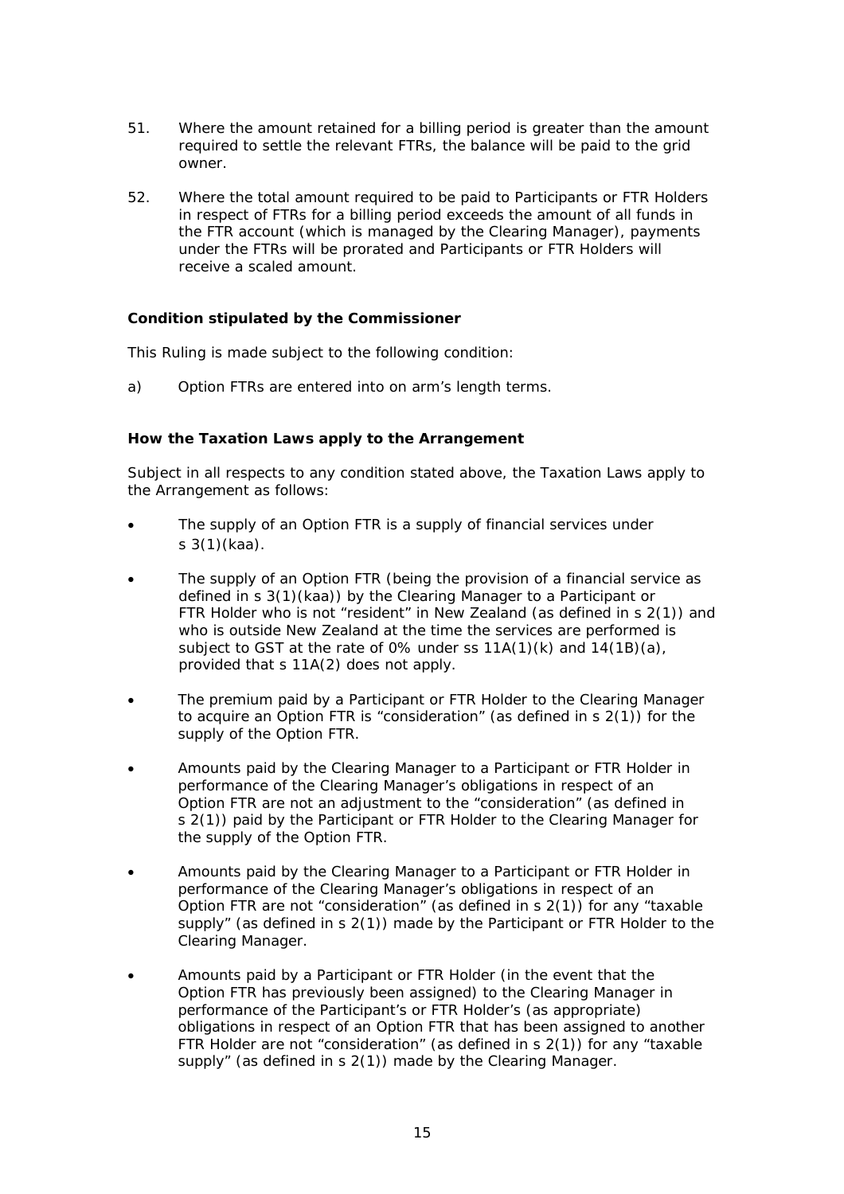51. Where the amount retained for a billing period is greater than the amount required to settle the relevant FTRs, the balance will be paid to the grid owner.

52. Where the total amount required to be paid to Participants or FTR Holders in respect of FTRs for a billing period exceeds the amount of all funds in the FTR account (which is managed by the Clearing Manager), payments under the FTRs will be prorated and Participants or FTR Holders will receive a scaled amount.

**Condition stipulated by the Commissioner**

This Ruling is made subject to the following condition:

a) Option FTRs are entered into on arm's length terms.

**How the Taxation Laws apply to the Arrangement**

Subject in all respects to any condition stated above, the Taxation Laws apply to the Arrangement as follows:

- The supply of an Option FTR is a supply of financial services under s 3(1)(kaa).
- The supply of an Option FTR (being the provision of a financial service as defined in s 3(1)(kaa)) by the Clearing Manager to a Participant or FTR Holder who is not "resident" in New Zealand (as defined in s 2(1)) and who is outside New Zealand at the time the services are performed is subject to GST at the rate of 0% under ss 11A(1)(k) and 14(1B)(a), provided that s 11A(2) does not apply.
- The premium paid by a Participant or FTR Holder to the Clearing Manager to acquire an Option FTR is "consideration" (as defined in s 2(1)) for the supply of the Option FTR.
- Amounts paid by the Clearing Manager to a Participant or FTR Holder in performance of the Clearing Manager's obligations in respect of an Option FTR are not an adjustment to the "consideration" (as defined in s 2(1)) paid by the Participant or FTR Holder to the Clearing Manager for the supply of the Option FTR.
- Amounts paid by the Clearing Manager to a Participant or FTR Holder in performance of the Clearing Manager's obligations in respect of an Option FTR are not "consideration" (as defined in s 2(1)) for any "taxable supply" (as defined in s 2(1)) made by the Participant or FTR Holder to the Clearing Manager.
- Amounts paid by a Participant or FTR Holder (in the event that the Option FTR has previously been assigned) to the Clearing Manager in performance of the Participant's or FTR Holder's (as appropriate) obligations in respect of an Option FTR that has been assigned to another FTR Holder are not "consideration" (as defined in s 2(1)) for any "taxable supply" (as defined in s 2(1)) made by the Clearing Manager.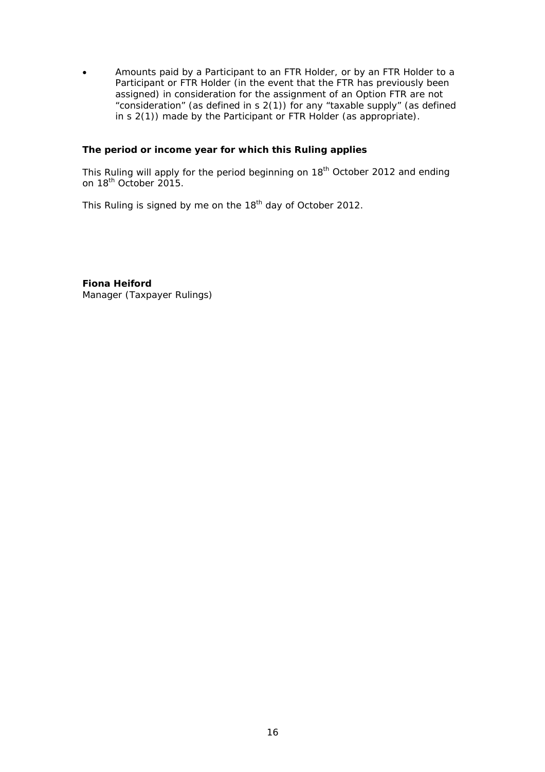- Amounts paid by a Participant to an FTR Holder, or by an FTR Holder to a Participant or FTR Holder (in the event that the FTR has previously been assigned) in consideration for the assignment of an Option FTR are not "consideration" (as defined in s 2(1)) for any "taxable supply" (as defined in s 2(1)) made by the Participant or FTR Holder (as appropriate).

**The period or income year for which this Ruling applies**

This Ruling will apply for the period beginning on 18th October 2012 and ending on 18th October 2015.

This Ruling is signed by me on the 18th day of October 2012.

**Fiona Heiford**
Manager (Taxpayer Rulings)